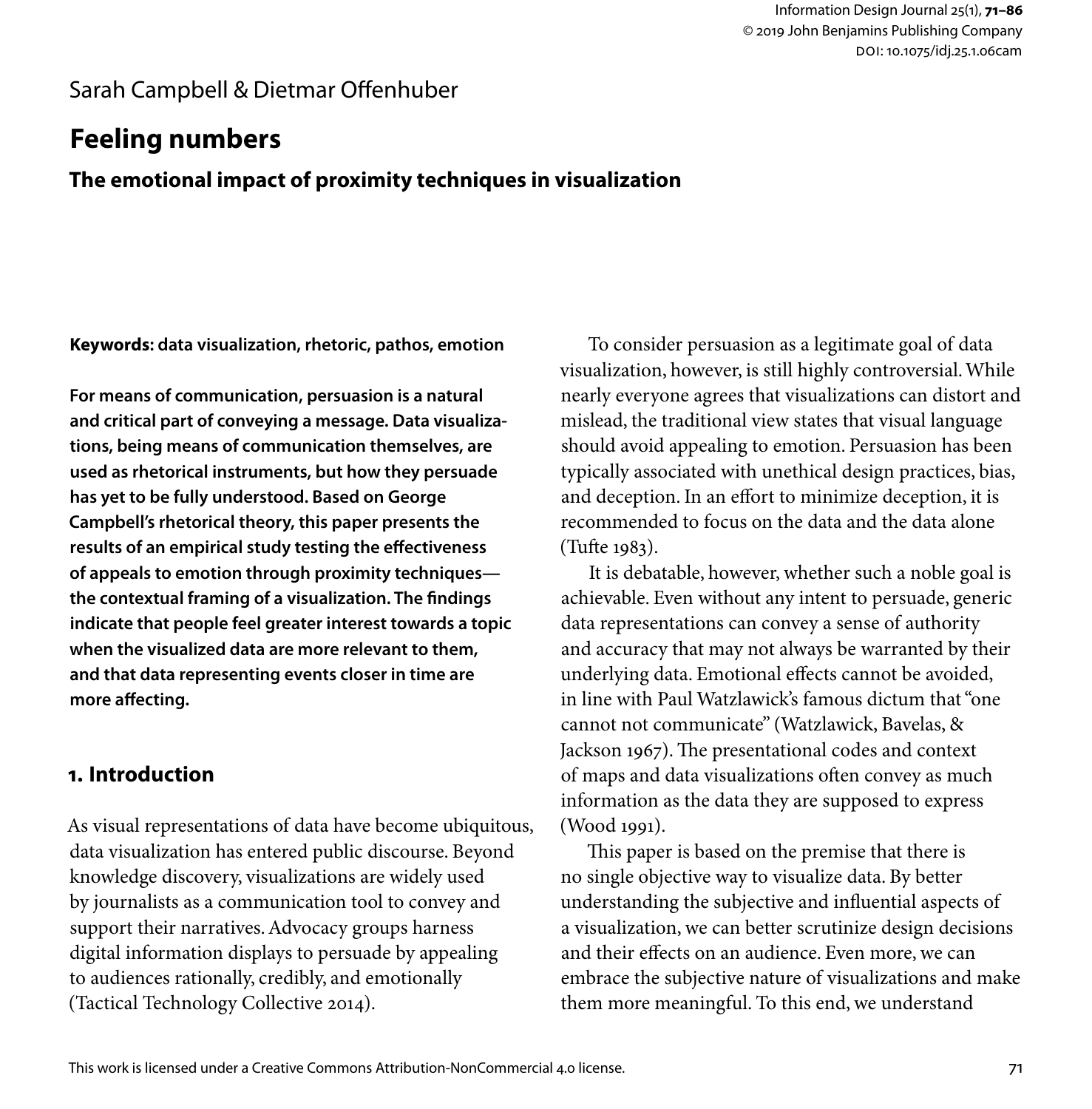Sarah Campbell & Dietmar Offenhuber

# Feeling numbers

## The emotional impact of proximity techniques in visualization

**Keywords: data visualization, rhetoric, pathos, emotion**

**For means of communication, persuasion is a natural and critical part of conveying a message. Data visualizations, being means of communication themselves, are used as rhetorical instruments, but how they persuade has yet to be fully understood. Based on George Campbell's rhetorical theory, this paper presents the results of an empirical study testing the effectiveness of appeals to emotion through proximity techniques—the contextual framing of a visualization. The findings indicate that people feel greater interest towards a topic when the visualized data are more relevant to them, and that data representing events closer in time are more affecting.**

## 1. Introduction

As visual representations of data have become ubiquitous, data visualization has entered public discourse. Beyond knowledge discovery, visualizations are widely used by journalists as a communication tool to convey and support their narratives. Advocacy groups harness digital information displays to persuade by appealing to audiences rationally, credibly, and emotionally (Tactical Technology Collective 2014).

To consider persuasion as a legitimate goal of data visualization, however, is still highly controversial. While nearly everyone agrees that visualizations can distort and mislead, the traditional view states that visual language should avoid appealing to emotion. Persuasion has been typically associated with unethical design practices, bias, and deception. In an effort to minimize deception, it is recommended to focus on the data and the data alone (Tufte 1983).

It is debatable, however, whether such a noble goal is achievable. Even without any intent to persuade, generic data representations can convey a sense of authority and accuracy that may not always be warranted by their underlying data. Emotional effects cannot be avoided, in line with Paul Watzlawick's famous dictum that "one cannot not communicate" (Watzlawick, Bavelas, & Jackson 1967). The presentational codes and context of maps and data visualizations often convey as much information as the data they are supposed to express (Wood 1991).

This paper is based on the premise that there is no single objective way to visualize data. By better understanding the subjective and influential aspects of a visualization, we can better scrutinize design decisions and their effects on an audience. Even more, we can embrace the subjective nature of visualizations and make them more meaningful. To this end, we understand

This work is licensed under a Creative Commons Attribution-NonCommercial 4.0 license.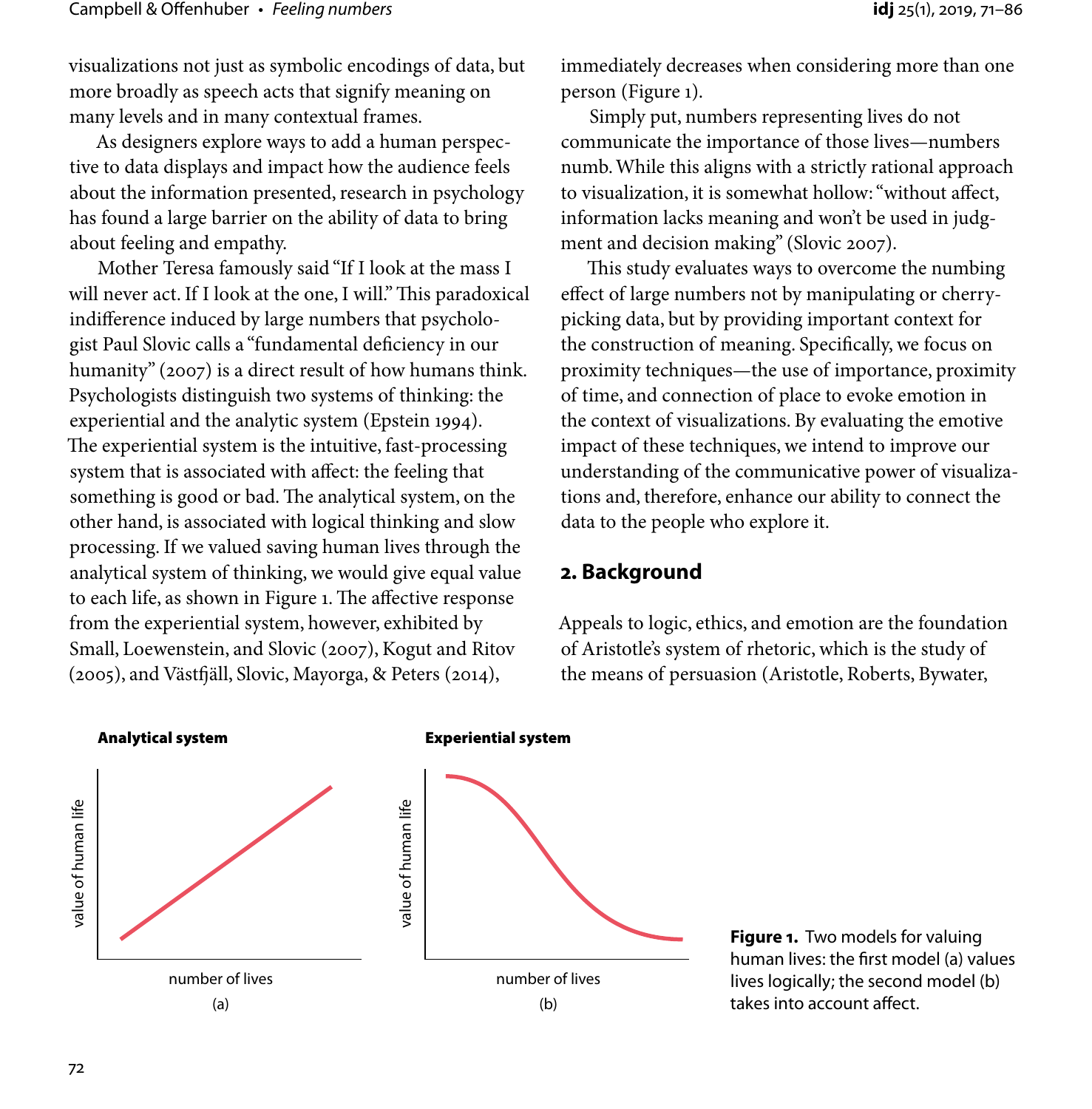visualizations not just as symbolic encodings of data, but more broadly as speech acts that signify meaning on many levels and in many contextual frames.

As designers explore ways to add a human perspective to data displays and impact how the audience feels about the information presented, research in psychology has found a large barrier on the ability of data to bring about feeling and empathy.

Mother Teresa famously said "If I look at the mass I will never act. If I look at the one, I will." This paradoxical indifference induced by large numbers that psychologist Paul Slovic calls a "fundamental deficiency in our humanity" (2007) is a direct result of how humans think. Psychologists distinguish two systems of thinking: the experiential and the analytic system (Epstein 1994). The experiential system is the intuitive, fast-processing system that is associated with affect: the feeling that something is good or bad. The analytical system, on the other hand, is associated with logical thinking and slow processing. If we valued saving human lives through the analytical system of thinking, we would give equal value to each life, as shown in Figure 1. The affective response from the experiential system, however, exhibited by Small, Loewenstein, and Slovic (2007), Kogut and Ritov (2005), and Västfjäll, Slovic, Mayorga, & Peters (2014), immediately decreases when considering more than one person (Figure 1).

Simply put, numbers representing lives do not communicate the importance of those lives—numbers numb. While this aligns with a strictly rational approach to visualization, it is somewhat hollow: "without affect, information lacks meaning and won't be used in judgment and decision making" (Slovic 2007).

This study evaluates ways to overcome the numbing effect of large numbers not by manipulating or cherry-picking data, but by providing important context for the construction of meaning. Specifically, we focus on proximity techniques—the use of importance, proximity of time, and connection of place to evoke emotion in the context of visualizations. By evaluating the emotive impact of these techniques, we intend to improve our understanding of the communicative power of visualizations and, therefore, enhance our ability to connect the data to the people who explore it.

## 2. Background

Appeals to logic, ethics, and emotion are the foundation of Aristotle's system of rhetoric, which is the study of the means of persuasion (Aristotle, Roberts, Bywater,

**Analytical system** — value of human life vs. number of lives (a)

**Experiential system** — value of human life vs. number of lives (b)

**Figure 1.** Two models for valuing human lives: the first model (a) values lives logically; the second model (b) takes into account affect.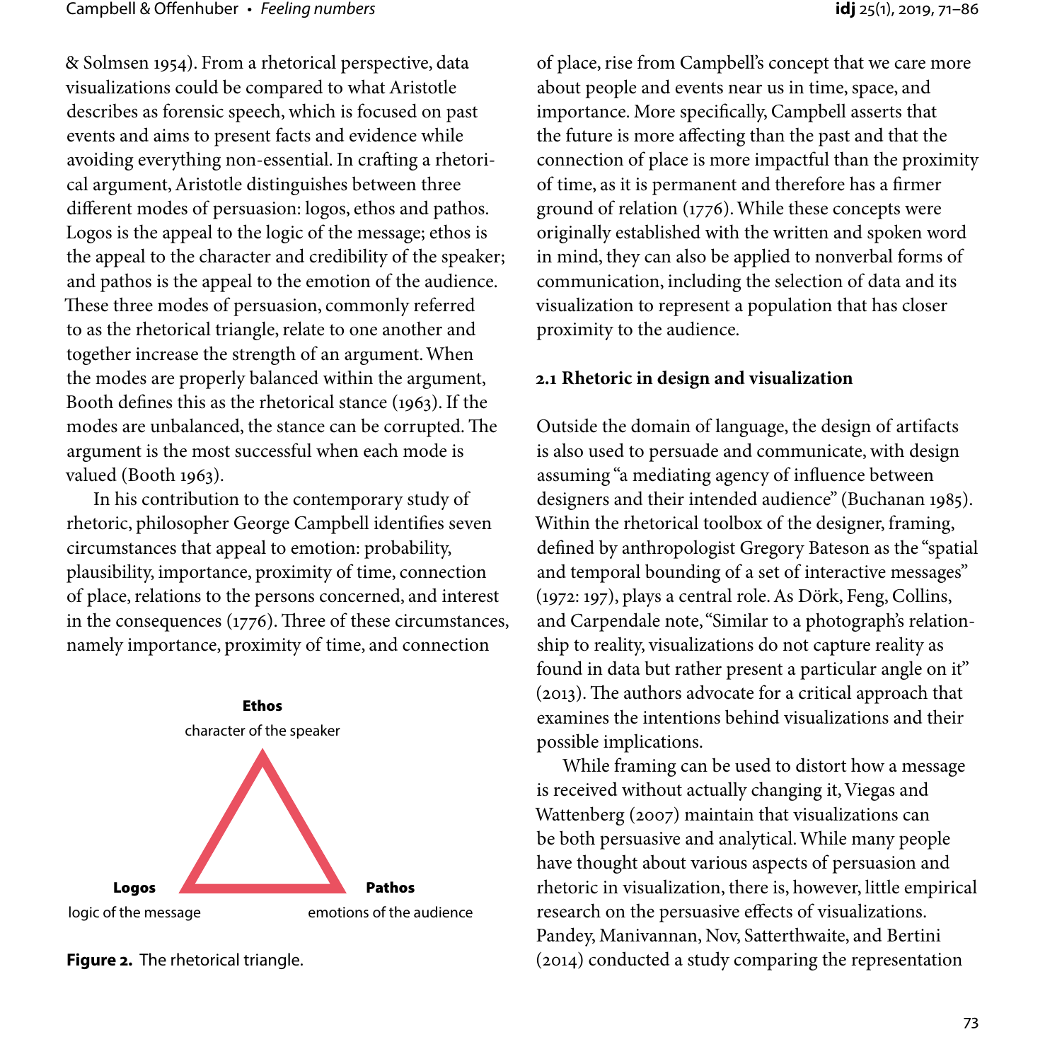& Solmsen 1954). From a rhetorical perspective, data visualizations could be compared to what Aristotle describes as forensic speech, which is focused on past events and aims to present facts and evidence while avoiding everything non-essential. In crafting a rhetorical argument, Aristotle distinguishes between three different modes of persuasion: logos, ethos and pathos. Logos is the appeal to the logic of the message; ethos is the appeal to the character and credibility of the speaker; and pathos is the appeal to the emotion of the audience. These three modes of persuasion, commonly referred to as the rhetorical triangle, relate to one another and together increase the strength of an argument. When the modes are properly balanced within the argument, Booth defines this as the rhetorical stance (1963). If the modes are unbalanced, the stance can be corrupted. The argument is the most successful when each mode is valued (Booth 1963).

In his contribution to the contemporary study of rhetoric, philosopher George Campbell identifies seven circumstances that appeal to emotion: probability, plausibility, importance, proximity of time, connection of place, relations to the persons concerned, and interest in the consequences (1776). Three of these circumstances, namely importance, proximity of time, and connection of place, rise from Campbell's concept that we care more about people and events near us in time, space, and importance. More specifically, Campbell asserts that the future is more affecting than the past and that the connection of place is more impactful than the proximity of time, as it is permanent and therefore has a firmer ground of relation (1776). While these concepts were originally established with the written and spoken word in mind, they can also be applied to nonverbal forms of communication, including the selection of data and its visualization to represent a population that has closer proximity to the audience.

**Ethos**
character of the speaker

**Logos**
logic of the message

**Pathos**
emotions of the audience

**Figure 2.** The rhetorical triangle.

### 2.1 Rhetoric in design and visualization

Outside the domain of language, the design of artifacts is also used to persuade and communicate, with design assuming "a mediating agency of influence between designers and their intended audience" (Buchanan 1985). Within the rhetorical toolbox of the designer, framing, defined by anthropologist Gregory Bateson as the "spatial and temporal bounding of a set of interactive messages" (1972: 197), plays a central role. As Dörk, Feng, Collins, and Carpendale note, "Similar to a photograph's relationship to reality, visualizations do not capture reality as found in data but rather present a particular angle on it" (2013). The authors advocate for a critical approach that examines the intentions behind visualizations and their possible implications.

While framing can be used to distort how a message is received without actually changing it, Viegas and Wattenberg (2007) maintain that visualizations can be both persuasive and analytical. While many people have thought about various aspects of persuasion and rhetoric in visualization, there is, however, little empirical research on the persuasive effects of visualizations. Pandey, Manivannan, Nov, Satterthwaite, and Bertini (2014) conducted a study comparing the representation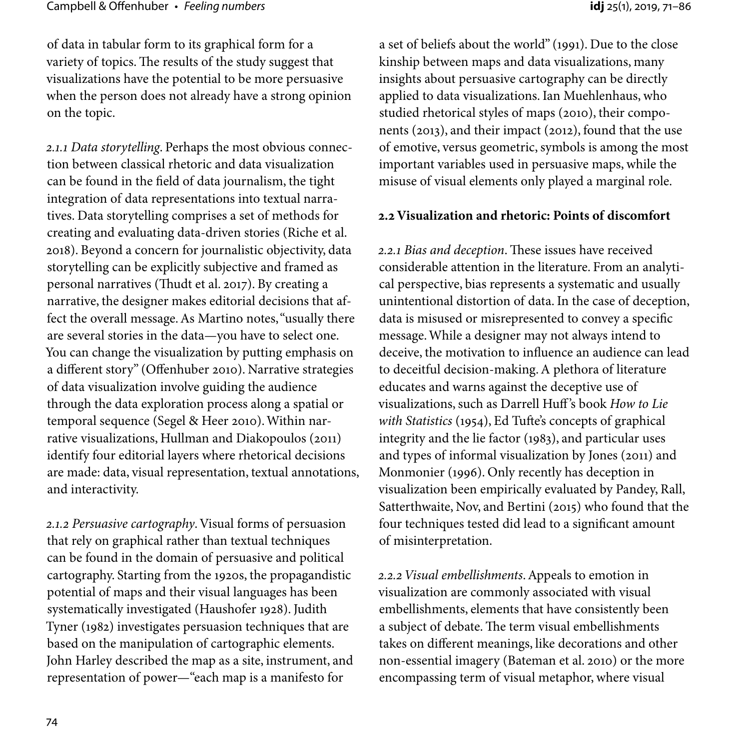of data in tabular form to its graphical form for a variety of topics. The results of the study suggest that visualizations have the potential to be more persuasive when the person does not already have a strong opinion on the topic.

*2.1.1 Data storytelling*. Perhaps the most obvious connection between classical rhetoric and data visualization can be found in the field of data journalism, the tight integration of data representations into textual narratives. Data storytelling comprises a set of methods for creating and evaluating data-driven stories (Riche et al. 2018). Beyond a concern for journalistic objectivity, data storytelling can be explicitly subjective and framed as personal narratives (Thudt et al. 2017). By creating a narrative, the designer makes editorial decisions that affect the overall message. As Martino notes, "usually there are several stories in the data—you have to select one. You can change the visualization by putting emphasis on a different story" (Offenhuber 2010). Narrative strategies of data visualization involve guiding the audience through the data exploration process along a spatial or temporal sequence (Segel & Heer 2010). Within narrative visualizations, Hullman and Diakopoulos (2011) identify four editorial layers where rhetorical decisions are made: data, visual representation, textual annotations, and interactivity.

*2.1.2 Persuasive cartography*. Visual forms of persuasion that rely on graphical rather than textual techniques can be found in the domain of persuasive and political cartography. Starting from the 1920s, the propagandistic potential of maps and their visual languages has been systematically investigated (Haushofer 1928). Judith Tyner (1982) investigates persuasion techniques that are based on the manipulation of cartographic elements. John Harley described the map as a site, instrument, and representation of power—"each map is a manifesto for a set of beliefs about the world" (1991). Due to the close kinship between maps and data visualizations, many insights about persuasive cartography can be directly applied to data visualizations. Ian Muehlenhaus, who studied rhetorical styles of maps (2010), their components (2013), and their impact (2012), found that the use of emotive, versus geometric, symbols is among the most important variables used in persuasive maps, while the misuse of visual elements only played a marginal role.

### 2.2 Visualization and rhetoric: Points of discomfort

*2.2.1 Bias and deception*. These issues have received considerable attention in the literature. From an analytical perspective, bias represents a systematic and usually unintentional distortion of data. In the case of deception, data is misused or misrepresented to convey a specific message. While a designer may not always intend to deceive, the motivation to influence an audience can lead to deceitful decision-making. A plethora of literature educates and warns against the deceptive use of visualizations, such as Darrell Huff's book *How to Lie with Statistics* (1954), Ed Tufte's concepts of graphical integrity and the lie factor (1983), and particular uses and types of informal visualization by Jones (2011) and Monmonier (1996). Only recently has deception in visualization been empirically evaluated by Pandey, Rall, Satterthwaite, Nov, and Bertini (2015) who found that the four techniques tested did lead to a significant amount of misinterpretation.

*2.2.2 Visual embellishments*. Appeals to emotion in visualization are commonly associated with visual embellishments, elements that have consistently been a subject of debate. The term visual embellishments takes on different meanings, like decorations and other non-essential imagery (Bateman et al. 2010) or the more encompassing term of visual metaphor, where visual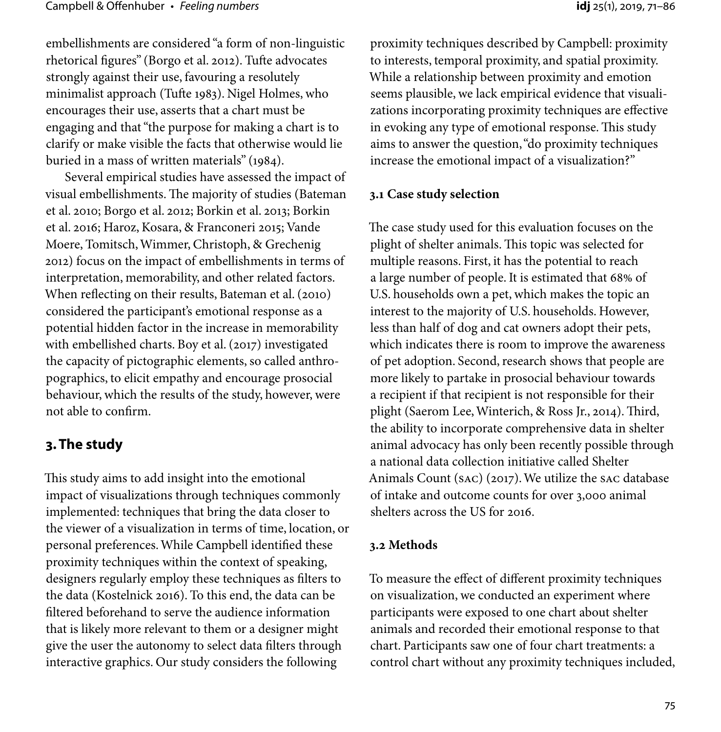embellishments are considered "a form of non-linguistic rhetorical figures" (Borgo et al. 2012). Tufte advocates strongly against their use, favouring a resolutely minimalist approach (Tufte 1983). Nigel Holmes, who encourages their use, asserts that a chart must be engaging and that "the purpose for making a chart is to clarify or make visible the facts that otherwise would lie buried in a mass of written materials" (1984).

Several empirical studies have assessed the impact of visual embellishments. The majority of studies (Bateman et al. 2010; Borgo et al. 2012; Borkin et al. 2013; Borkin et al. 2016; Haroz, Kosara, & Franconeri 2015; Vande Moere, Tomitsch, Wimmer, Christoph, & Grechenig 2012) focus on the impact of embellishments in terms of interpretation, memorability, and other related factors. When reflecting on their results, Bateman et al. (2010) considered the participant's emotional response as a potential hidden factor in the increase in memorability with embellished charts. Boy et al. (2017) investigated the capacity of pictographic elements, so called anthropographics, to elicit empathy and encourage prosocial behaviour, which the results of the study, however, were not able to confirm.

## 3. The study

This study aims to add insight into the emotional impact of visualizations through techniques commonly implemented: techniques that bring the data closer to the viewer of a visualization in terms of time, location, or personal preferences. While Campbell identified these proximity techniques within the context of speaking, designers regularly employ these techniques as filters to the data (Kostelnick 2016). To this end, the data can be filtered beforehand to serve the audience information that is likely more relevant to them or a designer might give the user the autonomy to select data filters through interactive graphics. Our study considers the following proximity techniques described by Campbell: proximity to interests, temporal proximity, and spatial proximity. While a relationship between proximity and emotion seems plausible, we lack empirical evidence that visualizations incorporating proximity techniques are effective in evoking any type of emotional response. This study aims to answer the question, "do proximity techniques increase the emotional impact of a visualization?"

### 3.1 Case study selection

The case study used for this evaluation focuses on the plight of shelter animals. This topic was selected for multiple reasons. First, it has the potential to reach a large number of people. It is estimated that 68% of U.S. households own a pet, which makes the topic an interest to the majority of U.S. households. However, less than half of dog and cat owners adopt their pets, which indicates there is room to improve the awareness of pet adoption. Second, research shows that people are more likely to partake in prosocial behaviour towards a recipient if that recipient is not responsible for their plight (Saerom Lee, Winterich, & Ross Jr., 2014). Third, the ability to incorporate comprehensive data in shelter animal advocacy has only been recently possible through a national data collection initiative called Shelter Animals Count (SAC) (2017). We utilize the SAC database of intake and outcome counts for over 3,000 animal shelters across the US for 2016.

### 3.2 Methods

To measure the effect of different proximity techniques on visualization, we conducted an experiment where participants were exposed to one chart about shelter animals and recorded their emotional response to that chart. Participants saw one of four chart treatments: a control chart without any proximity techniques included,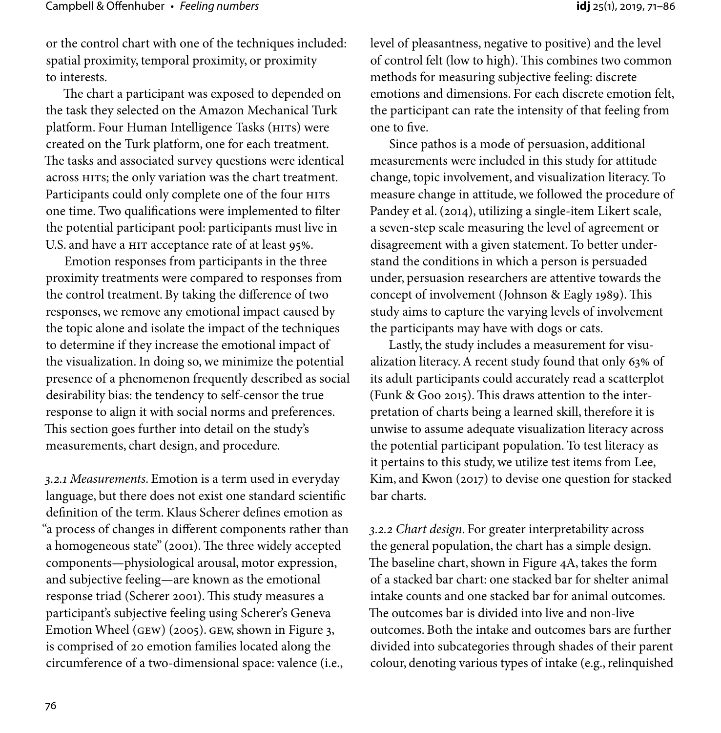or the control chart with one of the techniques included: spatial proximity, temporal proximity, or proximity to interests.

The chart a participant was exposed to depended on the task they selected on the Amazon Mechanical Turk platform. Four Human Intelligence Tasks (HITs) were created on the Turk platform, one for each treatment. The tasks and associated survey questions were identical across HITs; the only variation was the chart treatment. Participants could only complete one of the four HITs one time. Two qualifications were implemented to filter the potential participant pool: participants must live in U.S. and have a HIT acceptance rate of at least 95%.

Emotion responses from participants in the three proximity treatments were compared to responses from the control treatment. By taking the difference of two responses, we remove any emotional impact caused by the topic alone and isolate the impact of the techniques to determine if they increase the emotional impact of the visualization. In doing so, we minimize the potential presence of a phenomenon frequently described as social desirability bias: the tendency to self-censor the true response to align it with social norms and preferences. This section goes further into detail on the study's measurements, chart design, and procedure.

*3.2.1 Measurements*. Emotion is a term used in everyday language, but there does not exist one standard scientific definition of the term. Klaus Scherer defines emotion as "a process of changes in different components rather than a homogeneous state" (2001). The three widely accepted components—physiological arousal, motor expression, and subjective feeling—are known as the emotional response triad (Scherer 2001). This study measures a participant's subjective feeling using Scherer's Geneva Emotion Wheel (GEW) (2005). GEW, shown in Figure 3, is comprised of 20 emotion families located along the circumference of a two-dimensional space: valence (i.e., level of pleasantness, negative to positive) and the level of control felt (low to high). This combines two common methods for measuring subjective feeling: discrete emotions and dimensions. For each discrete emotion felt, the participant can rate the intensity of that feeling from one to five.

Since pathos is a mode of persuasion, additional measurements were included in this study for attitude change, topic involvement, and visualization literacy. To measure change in attitude, we followed the procedure of Pandey et al. (2014), utilizing a single-item Likert scale, a seven-step scale measuring the level of agreement or disagreement with a given statement. To better understand the conditions in which a person is persuaded under, persuasion researchers are attentive towards the concept of involvement (Johnson & Eagly 1989). This study aims to capture the varying levels of involvement the participants may have with dogs or cats.

Lastly, the study includes a measurement for visualization literacy. A recent study found that only 63% of its adult participants could accurately read a scatterplot (Funk & Goo 2015). This draws attention to the interpretation of charts being a learned skill, therefore it is unwise to assume adequate visualization literacy across the potential participant population. To test literacy as it pertains to this study, we utilize test items from Lee, Kim, and Kwon (2017) to devise one question for stacked bar charts.

*3.2.2 Chart design*. For greater interpretability across the general population, the chart has a simple design. The baseline chart, shown in Figure 4A, takes the form of a stacked bar chart: one stacked bar for shelter animal intake counts and one stacked bar for animal outcomes. The outcomes bar is divided into live and non-live outcomes. Both the intake and outcomes bars are further divided into subcategories through shades of their parent colour, denoting various types of intake (e.g., relinquished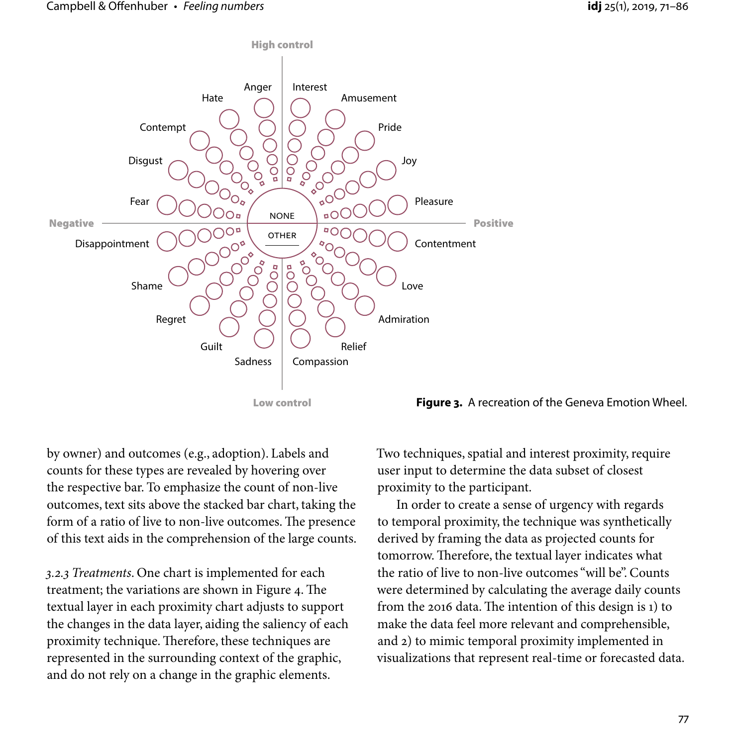High control

Anger, Interest, Hate, Amusement, Contempt, Pride, Disgust, Joy, Fear, Pleasure

Negative — NONE — OTHER — Positive

Disappointment, Contentment, Shame, Love, Regret, Admiration, Guilt, Relief, Sadness, Compassion

Low control

**Figure 3.** A recreation of the Geneva Emotion Wheel.

by owner) and outcomes (e.g., adoption). Labels and counts for these types are revealed by hovering over the respective bar. To emphasize the count of non-live outcomes, text sits above the stacked bar chart, taking the form of a ratio of live to non-live outcomes. The presence of this text aids in the comprehension of the large counts.

*3.2.3 Treatments*. One chart is implemented for each treatment; the variations are shown in Figure 4. The textual layer in each proximity chart adjusts to support the changes in the data layer, aiding the saliency of each proximity technique. Therefore, these techniques are represented in the surrounding context of the graphic, and do not rely on a change in the graphic elements. Two techniques, spatial and interest proximity, require user input to determine the data subset of closest proximity to the participant.

In order to create a sense of urgency with regards to temporal proximity, the technique was synthetically derived by framing the data as projected counts for tomorrow. Therefore, the textual layer indicates what the ratio of live to non-live outcomes "will be". Counts were determined by calculating the average daily counts from the 2016 data. The intention of this design is 1) to make the data feel more relevant and comprehensible, and 2) to mimic temporal proximity implemented in visualizations that represent real-time or forecasted data.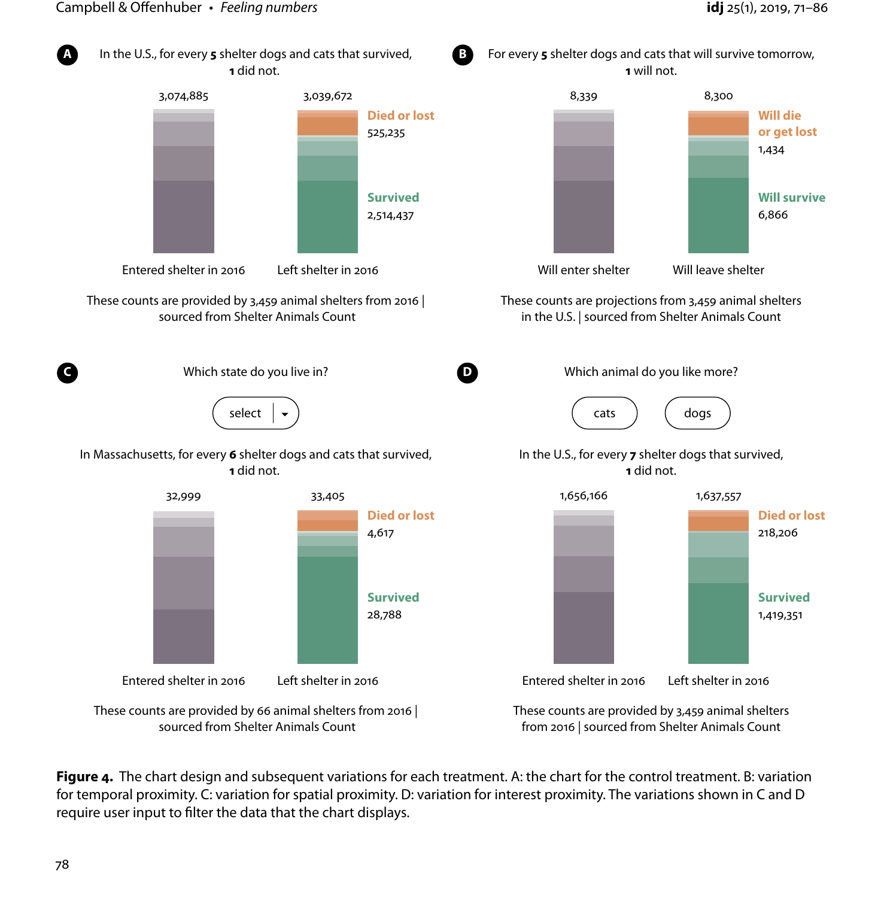**A** In the U.S., for every **5** shelter dogs and cats that survived, **1** did not.

3,074,885 — Entered shelter in 2016

3,039,672 — Left shelter in 2016

Died or lost 525,235

Survived 2,514,437

These counts are provided by 3,459 animal shelters from 2016 | sourced from Shelter Animals Count

**B** For every **5** shelter dogs and cats that will survive tomorrow, **1** will not.

8,339 — Will enter shelter

8,300 — Will leave shelter

Will die or get lost 1,434

Will survive 6,866

These counts are projections from 3,459 animal shelters in the U.S. | sourced from Shelter Animals Count

**C** Which state do you live in?

select

In Massachusetts, for every **6** shelter dogs and cats that survived, **1** did not.

32,999 — Entered shelter in 2016

33,405 — Left shelter in 2016

Died or lost 4,617

Survived 28,788

These counts are provided by 66 animal shelters from 2016 | sourced from Shelter Animals Count

**D** Which animal do you like more?

cats | dogs

In the U.S., for every **7** shelter dogs that survived, **1** did not.

1,656,166 — Entered shelter in 2016

1,637,557 — Left shelter in 2016

Died or lost 218,206

Survived 1,419,351

These counts are provided by 3,459 animal shelters from 2016 | sourced from Shelter Animals Count

**Figure 4.** The chart design and subsequent variations for each treatment. A: the chart for the control treatment. B: variation for temporal proximity. C: variation for spatial proximity. D: variation for interest proximity. The variations shown in C and D require user input to filter the data that the chart displays.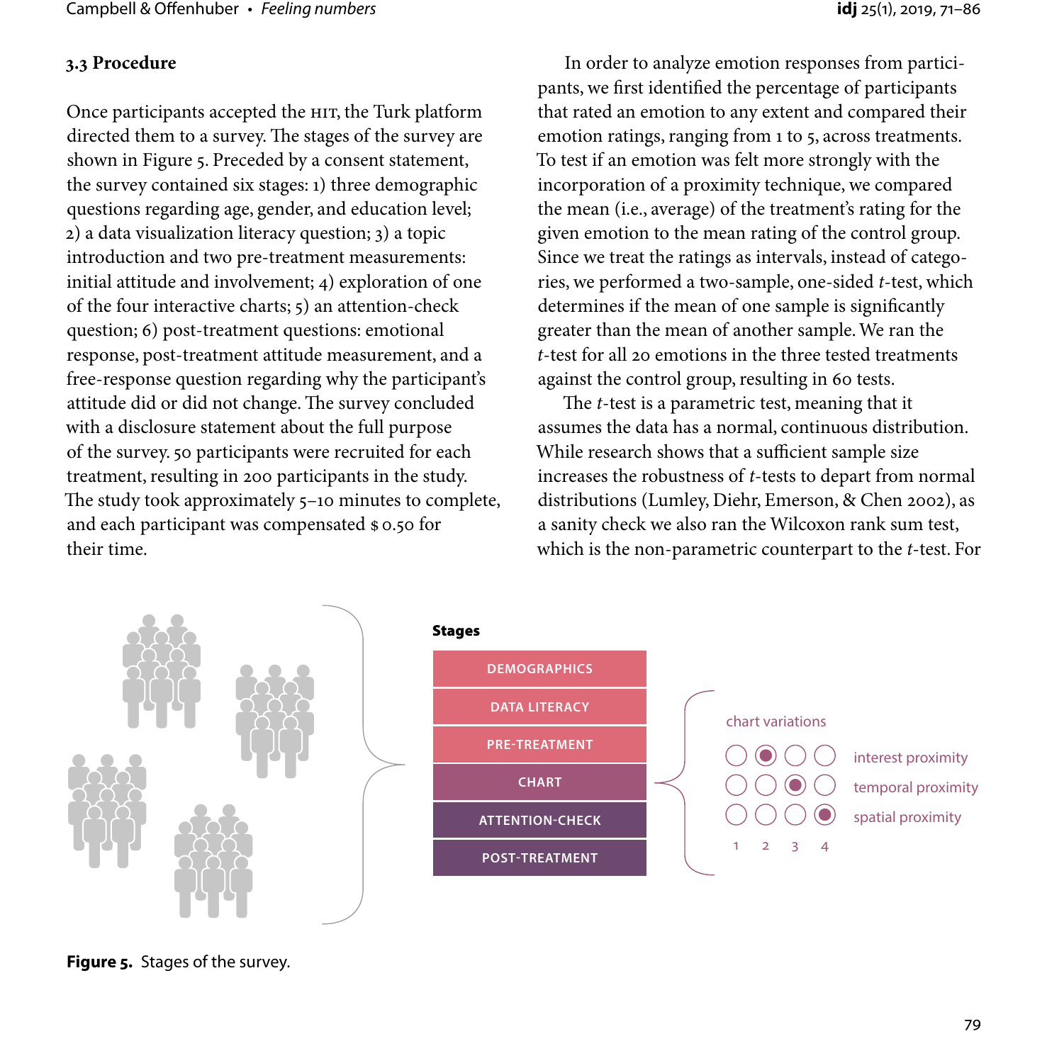### 3.3 Procedure

Once participants accepted the HIT, the Turk platform directed them to a survey. The stages of the survey are shown in Figure 5. Preceded by a consent statement, the survey contained six stages: 1) three demographic questions regarding age, gender, and education level; 2) a data visualization literacy question; 3) a topic introduction and two pre-treatment measurements: initial attitude and involvement; 4) exploration of one of the four interactive charts; 5) an attention-check question; 6) post-treatment questions: emotional response, post-treatment attitude measurement, and a free-response question regarding why the participant's attitude did or did not change. The survey concluded with a disclosure statement about the full purpose of the survey. 50 participants were recruited for each treatment, resulting in 200 participants in the study. The study took approximately 5–10 minutes to complete, and each participant was compensated $ 0.50 for their time.

In order to analyze emotion responses from participants, we first identified the percentage of participants that rated an emotion to any extent and compared their emotion ratings, ranging from 1 to 5, across treatments. To test if an emotion was felt more strongly with the incorporation of a proximity technique, we compared the mean (i.e., average) of the treatment's rating for the given emotion to the mean rating of the control group. Since we treat the ratings as intervals, instead of categories, we performed a two-sample, one-sided $t$-test, which determines if the mean of one sample is significantly greater than the mean of another sample. We ran the $t$-test for all 20 emotions in the three tested treatments against the control group, resulting in 60 tests.

The $t$-test is a parametric test, meaning that it assumes the data has a normal, continuous distribution. While research shows that a sufficient sample size increases the robustness of $t$-tests to depart from normal distributions (Lumley, Diehr, Emerson, & Chen 2002), as a sanity check we also ran the Wilcoxon rank sum test, which is the non-parametric counterpart to the $t$-test. For

**Stages**

DEMOGRAPHICS
DATA LITERACY
PRE-TREATMENT
CHART
ATTENTION-CHECK
POST-TREATMENT

chart variations

| | 1 | 2 | 3 | 4 |
|---|---|---|---|---|
| interest proximity | ○ | ● | ○ | ○ |
| temporal proximity | ○ | ○ | ● | ○ |
| spatial proximity | ○ | ○ | ○ | ● |

**Figure 5.** Stages of the survey.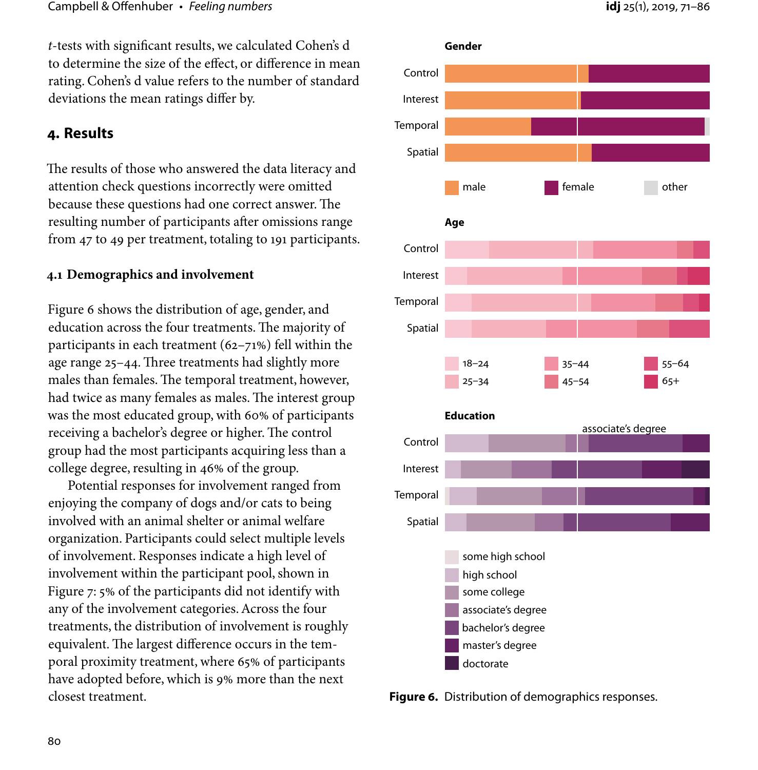*t*-tests with significant results, we calculated Cohen's d to determine the size of the effect, or difference in mean rating. Cohen's d value refers to the number of standard deviations the mean ratings differ by.

## 4. Results

The results of those who answered the data literacy and attention check questions incorrectly were omitted because these questions had one correct answer. The resulting number of participants after omissions range from 47 to 49 per treatment, totaling to 191 participants.

### 4.1 Demographics and involvement

Figure 6 shows the distribution of age, gender, and education across the four treatments. The majority of participants in each treatment (62–71%) fell within the age range 25–44. Three treatments had slightly more males than females. The temporal treatment, however, had twice as many females as males. The interest group was the most educated group, with 60% of participants receiving a bachelor's degree or higher. The control group had the most participants acquiring less than a college degree, resulting in 46% of the group.

Potential responses for involvement ranged from enjoying the company of dogs and/or cats to being involved with an animal shelter or animal welfare organization. Participants could select multiple levels of involvement. Responses indicate a high level of involvement within the participant pool, shown in Figure 7: 5% of the participants did not identify with any of the involvement categories. Across the four treatments, the distribution of involvement is roughly equivalent. The largest difference occurs in the temporal proximity treatment, where 65% of participants have adopted before, which is 9% more than the next closest treatment.

**Figure 6.** Distribution of demographics responses.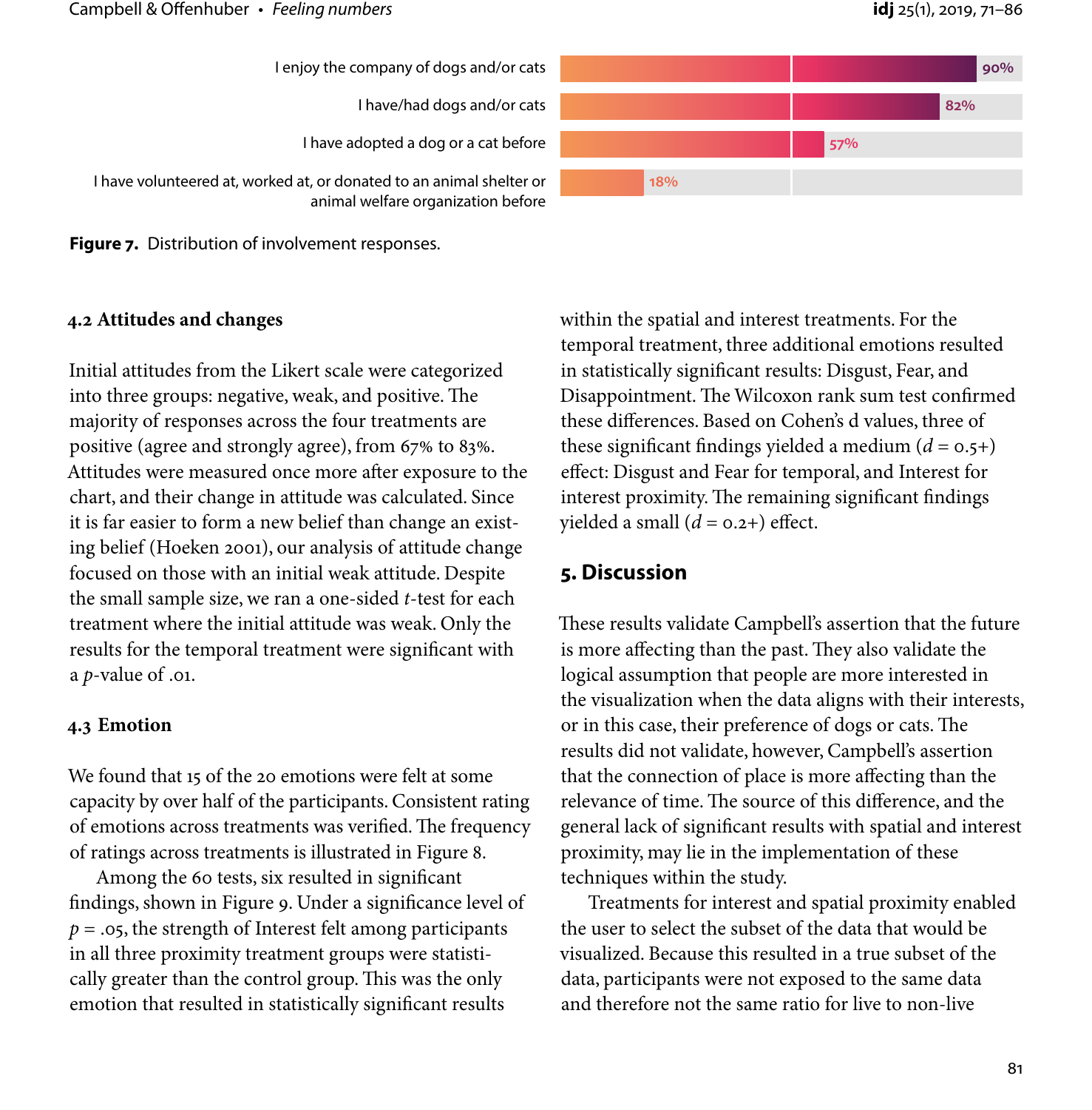| | |
|---|---|
| I enjoy the company of dogs and/or cats | 90% |
| I have/had dogs and/or cats | 82% |
| I have adopted a dog or a cat before | 57% |
| I have volunteered at, worked at, or donated to an animal shelter or animal welfare organization before | 18% |

**Figure 7.** Distribution of involvement responses.

### 4.2 Attitudes and changes

Initial attitudes from the Likert scale were categorized into three groups: negative, weak, and positive. The majority of responses across the four treatments are positive (agree and strongly agree), from 67% to 83%. Attitudes were measured once more after exposure to the chart, and their change in attitude was calculated. Since it is far easier to form a new belief than change an existing belief (Hoeken 2001), our analysis of attitude change focused on those with an initial weak attitude. Despite the small sample size, we ran a one-sided $t$-test for each treatment where the initial attitude was weak. Only the results for the temporal treatment were significant with a $p$-value of .01.

### 4.3 Emotion

We found that 15 of the 20 emotions were felt at some capacity by over half of the participants. Consistent rating of emotions across treatments was verified. The frequency of ratings across treatments is illustrated in Figure 8.

Among the 60 tests, six resulted in significant findings, shown in Figure 9. Under a significance level of $p = .05$, the strength of Interest felt among participants in all three proximity treatment groups were statistically greater than the control group. This was the only emotion that resulted in statistically significant results within the spatial and interest treatments. For the temporal treatment, three additional emotions resulted in statistically significant results: Disgust, Fear, and Disappointment. The Wilcoxon rank sum test confirmed these differences. Based on Cohen's d values, three of these significant findings yielded a medium ($d = 0.5+$) effect: Disgust and Fear for temporal, and Interest for interest proximity. The remaining significant findings yielded a small ($d = 0.2+$) effect.

## 5. Discussion

These results validate Campbell's assertion that the future is more affecting than the past. They also validate the logical assumption that people are more interested in the visualization when the data aligns with their interests, or in this case, their preference of dogs or cats. The results did not validate, however, Campbell's assertion that the connection of place is more affecting than the relevance of time. The source of this difference, and the general lack of significant results with spatial and interest proximity, may lie in the implementation of these techniques within the study.

Treatments for interest and spatial proximity enabled the user to select the subset of the data that would be visualized. Because this resulted in a true subset of the data, participants were not exposed to the same data and therefore not the same ratio for live to non-live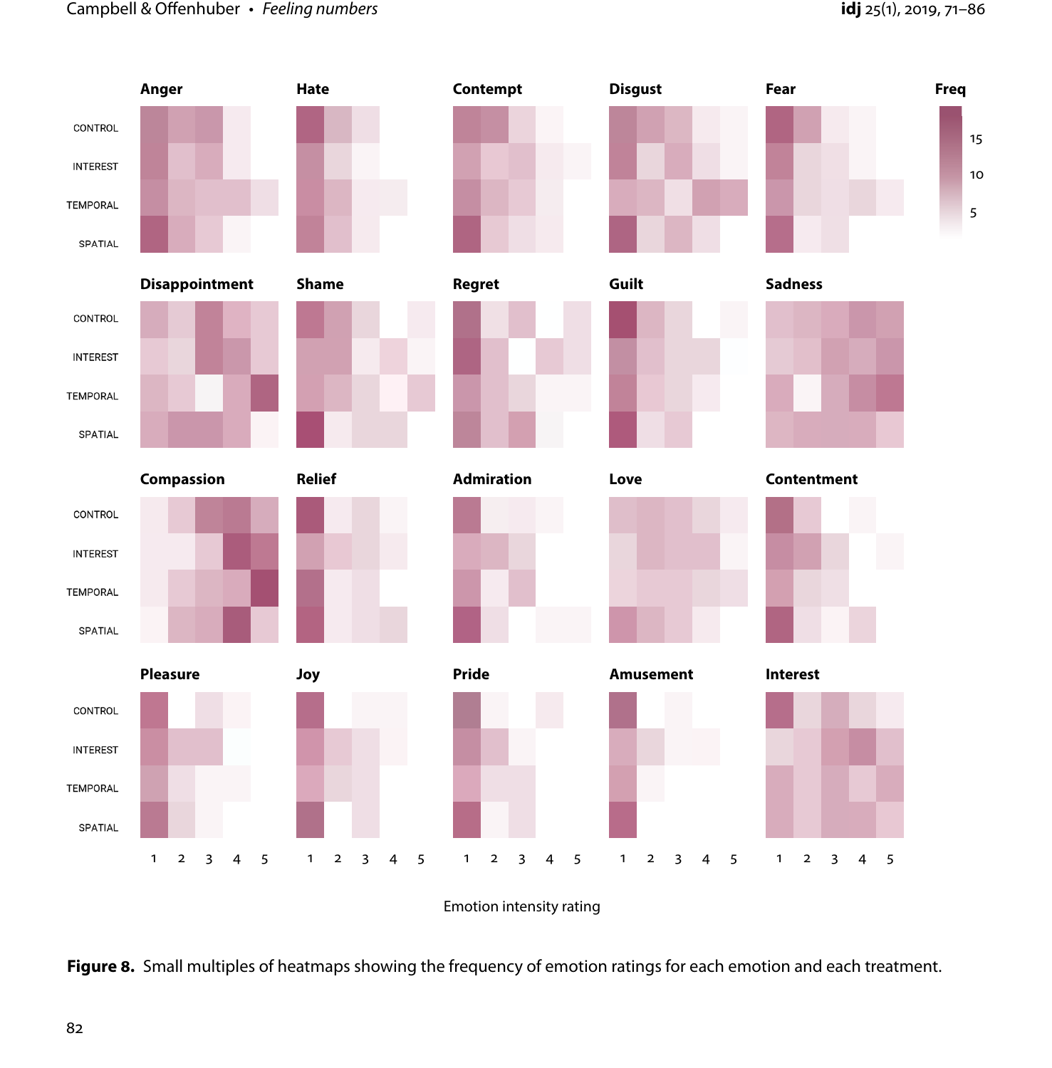**Figure 8.** Small multiples of heatmaps showing the frequency of emotion ratings for each emotion and each treatment.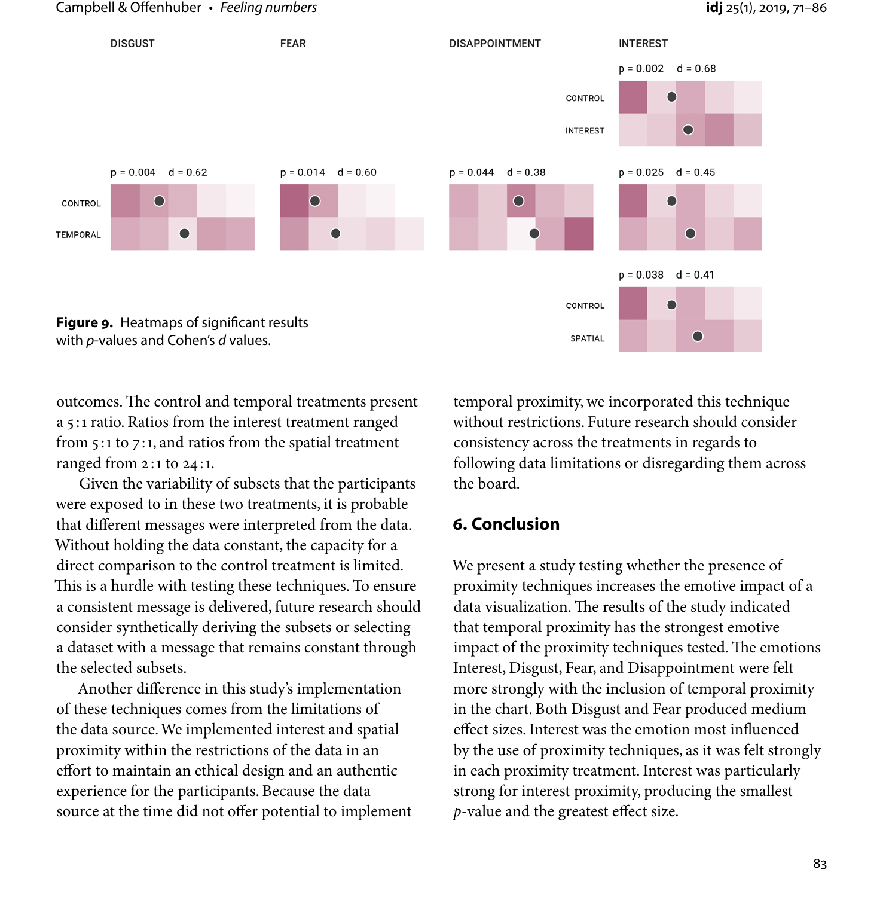**Figure 9.** Heatmaps of significant results with $p$-values and Cohen's $d$ values.

outcomes. The control and temporal treatments present a 5 : 1 ratio. Ratios from the interest treatment ranged from 5 : 1 to 7 : 1, and ratios from the spatial treatment ranged from 2 : 1 to 24 : 1.

Given the variability of subsets that the participants were exposed to in these two treatments, it is probable that different messages were interpreted from the data. Without holding the data constant, the capacity for a direct comparison to the control treatment is limited. This is a hurdle with testing these techniques. To ensure a consistent message is delivered, future research should consider synthetically deriving the subsets or selecting a dataset with a message that remains constant through the selected subsets.

Another difference in this study's implementation of these techniques comes from the limitations of the data source. We implemented interest and spatial proximity within the restrictions of the data in an effort to maintain an ethical design and an authentic experience for the participants. Because the data source at the time did not offer potential to implement temporal proximity, we incorporated this technique without restrictions. Future research should consider consistency across the treatments in regards to following data limitations or disregarding them across the board.

## 6. Conclusion

We present a study testing whether the presence of proximity techniques increases the emotive impact of a data visualization. The results of the study indicated that temporal proximity has the strongest emotive impact of the proximity techniques tested. The emotions Interest, Disgust, Fear, and Disappointment were felt more strongly with the inclusion of temporal proximity in the chart. Both Disgust and Fear produced medium effect sizes. Interest was the emotion most influenced by the use of proximity techniques, as it was felt strongly in each proximity treatment. Interest was particularly strong for interest proximity, producing the smallest $p$-value and the greatest effect size.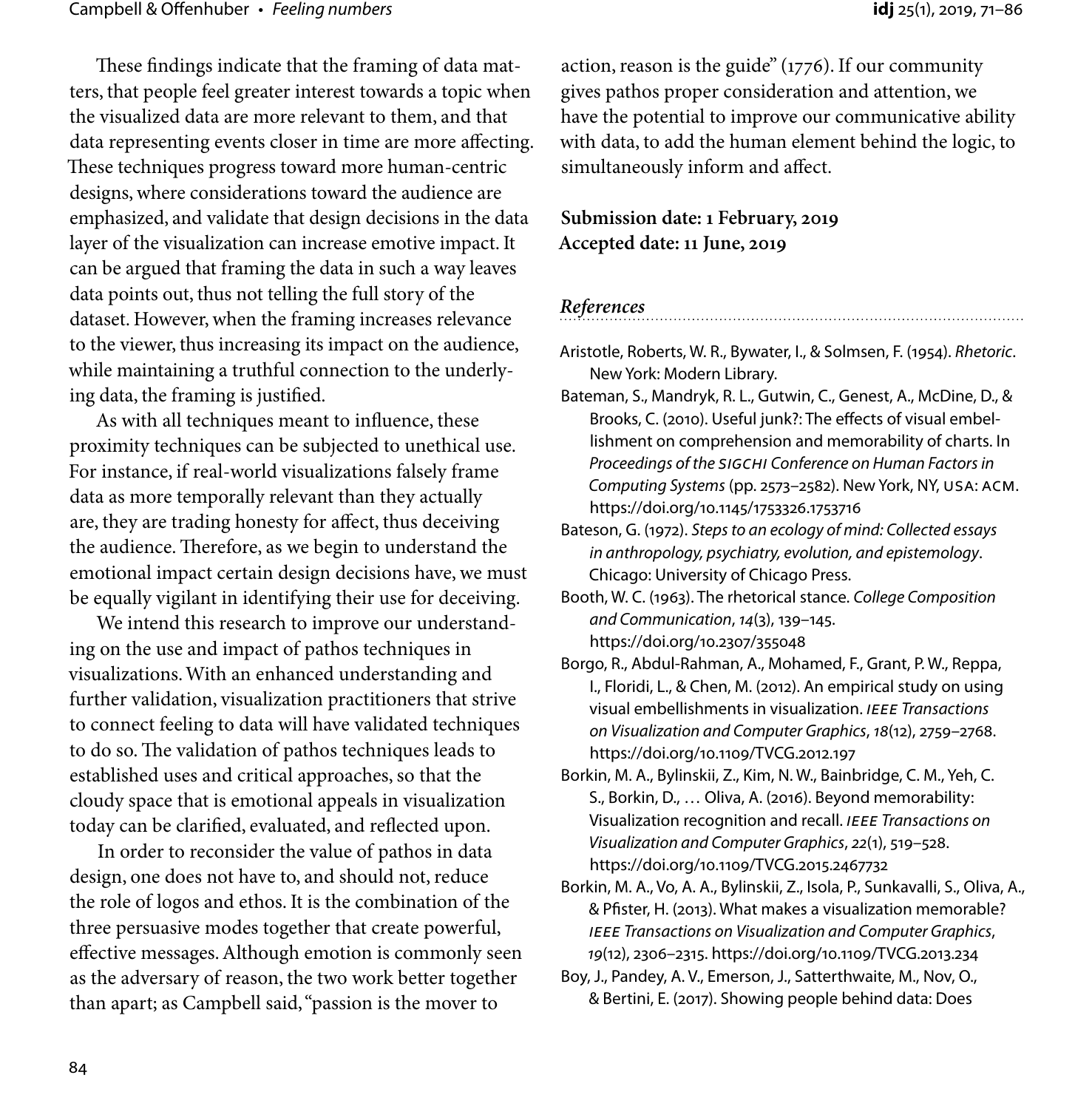These findings indicate that the framing of data matters, that people feel greater interest towards a topic when the visualized data are more relevant to them, and that data representing events closer in time are more affecting. These techniques progress toward more human-centric designs, where considerations toward the audience are emphasized, and validate that design decisions in the data layer of the visualization can increase emotive impact. It can be argued that framing the data in such a way leaves data points out, thus not telling the full story of the dataset. However, when the framing increases relevance to the viewer, thus increasing its impact on the audience, while maintaining a truthful connection to the underlying data, the framing is justified.

As with all techniques meant to influence, these proximity techniques can be subjected to unethical use. For instance, if real-world visualizations falsely frame data as more temporally relevant than they actually are, they are trading honesty for affect, thus deceiving the audience. Therefore, as we begin to understand the emotional impact certain design decisions have, we must be equally vigilant in identifying their use for deceiving.

We intend this research to improve our understanding on the use and impact of pathos techniques in visualizations. With an enhanced understanding and further validation, visualization practitioners that strive to connect feeling to data will have validated techniques to do so. The validation of pathos techniques leads to established uses and critical approaches, so that the cloudy space that is emotional appeals in visualization today can be clarified, evaluated, and reflected upon.

In order to reconsider the value of pathos in data design, one does not have to, and should not, reduce the role of logos and ethos. It is the combination of the three persuasive modes together that create powerful, effective messages. Although emotion is commonly seen as the adversary of reason, the two work better together than apart; as Campbell said, "passion is the mover to action, reason is the guide" (1776). If our community gives pathos proper consideration and attention, we have the potential to improve our communicative ability with data, to add the human element behind the logic, to simultaneously inform and affect.

**Submission date: 1 February, 2019**
**Accepted date: 11 June, 2019**

## *References*

Aristotle, Roberts, W. R., Bywater, I., & Solmsen, F. (1954). *Rhetoric*. New York: Modern Library.

Bateman, S., Mandryk, R. L., Gutwin, C., Genest, A., McDine, D., & Brooks, C. (2010). Useful junk?: The effects of visual embellishment on comprehension and memorability of charts. In *Proceedings of the SIGCHI Conference on Human Factors in Computing Systems* (pp. 2573–2582). New York, NY, USA: ACM. https://doi.org/10.1145/1753326.1753716

Bateson, G. (1972). *Steps to an ecology of mind: Collected essays in anthropology, psychiatry, evolution, and epistemology*. Chicago: University of Chicago Press.

Booth, W. C. (1963). The rhetorical stance. *College Composition and Communication*, *14*(3), 139–145. https://doi.org/10.2307/355048

Borgo, R., Abdul-Rahman, A., Mohamed, F., Grant, P. W., Reppa, I., Floridi, L., & Chen, M. (2012). An empirical study on using visual embellishments in visualization. *IEEE Transactions on Visualization and Computer Graphics*, *18*(12), 2759–2768. https://doi.org/10.1109/TVCG.2012.197

Borkin, M. A., Bylinskii, Z., Kim, N. W., Bainbridge, C. M., Yeh, C. S., Borkin, D., … Oliva, A. (2016). Beyond memorability: Visualization recognition and recall. *IEEE Transactions on Visualization and Computer Graphics*, *22*(1), 519–528. https://doi.org/10.1109/TVCG.2015.2467732

Borkin, M. A., Vo, A. A., Bylinskii, Z., Isola, P., Sunkavalli, S., Oliva, A., & Pfister, H. (2013). What makes a visualization memorable? *IEEE Transactions on Visualization and Computer Graphics*, *19*(12), 2306–2315. https://doi.org/10.1109/TVCG.2013.234

Boy, J., Pandey, A. V., Emerson, J., Satterthwaite, M., Nov, O., & Bertini, E. (2017). Showing people behind data: Does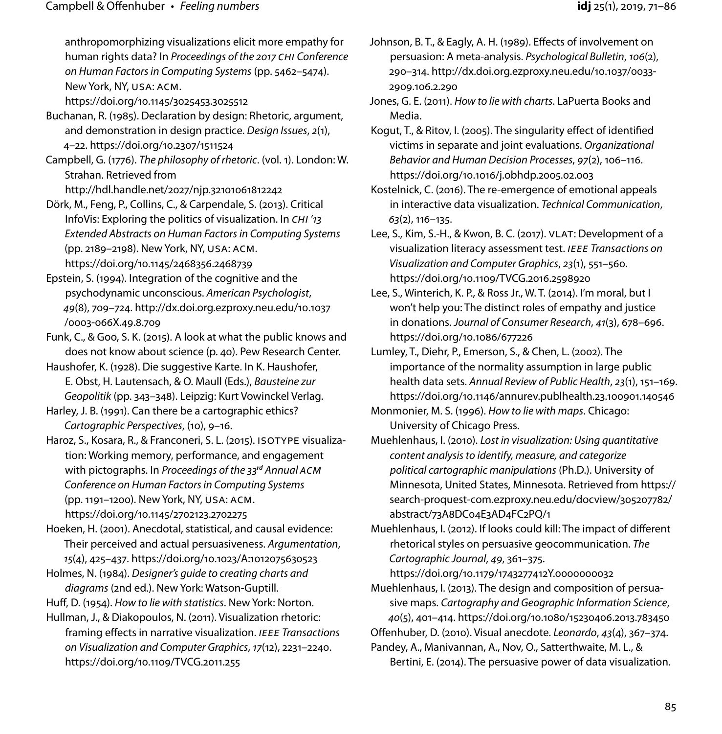anthropomorphizing visualizations elicit more empathy for human rights data? In *Proceedings of the 2017 CHI Conference on Human Factors in Computing Systems* (pp. 5462–5474). New York, NY, USA: ACM. https://doi.org/10.1145/3025453.3025512

Buchanan, R. (1985). Declaration by design: Rhetoric, argument, and demonstration in design practice. *Design Issues*, *2*(1), 4–22. https://doi.org/10.2307/1511524

Campbell, G. (1776). *The philosophy of rhetoric*. (vol. 1). London: W. Strahan. Retrieved from http://hdl.handle.net/2027/njp.32101061812242

Dörk, M., Feng, P., Collins, C., & Carpendale, S. (2013). Critical InfoVis: Exploring the politics of visualization. In *CHI '13 Extended Abstracts on Human Factors in Computing Systems* (pp. 2189–2198). New York, NY, USA: ACM. https://doi.org/10.1145/2468356.2468739

Epstein, S. (1994). Integration of the cognitive and the psychodynamic unconscious. *American Psychologist*, *49*(8), 709–724. http://dx.doi.org.ezproxy.neu.edu/10.1037/0003-066X.49.8.709

Funk, C., & Goo, S. K. (2015). A look at what the public knows and does not know about science (p. 40). Pew Research Center.

Haushofer, K. (1928). Die suggestive Karte. In K. Haushofer, E. Obst, H. Lautensach, & O. Maull (Eds.), *Bausteine zur Geopolitik* (pp. 343–348). Leipzig: Kurt Vowinckel Verlag.

Harley, J. B. (1991). Can there be a cartographic ethics? *Cartographic Perspectives*, (10), 9–16.

Haroz, S., Kosara, R., & Franconeri, S. L. (2015). ISOTYPE visualization: Working memory, performance, and engagement with pictographs. In *Proceedings of the 33rd Annual ACM Conference on Human Factors in Computing Systems* (pp. 1191–1200). New York, NY, USA: ACM. https://doi.org/10.1145/2702123.2702275

Hoeken, H. (2001). Anecdotal, statistical, and causal evidence: Their perceived and actual persuasiveness. *Argumentation*, *15*(4), 425–437. https://doi.org/10.1023/A:1012075630523

Holmes, N. (1984). *Designer's guide to creating charts and diagrams* (2nd ed.). New York: Watson-Guptill.

Huff, D. (1954). *How to lie with statistics*. New York: Norton.

Hullman, J., & Diakopoulos, N. (2011). Visualization rhetoric: framing effects in narrative visualization. *IEEE Transactions on Visualization and Computer Graphics*, *17*(12), 2231–2240. https://doi.org/10.1109/TVCG.2011.255

Johnson, B. T., & Eagly, A. H. (1989). Effects of involvement on persuasion: A meta-analysis. *Psychological Bulletin*, *106*(2), 290–314. http://dx.doi.org.ezproxy.neu.edu/10.1037/0033-2909.106.2.290

Jones, G. E. (2011). *How to lie with charts*. LaPuerta Books and Media.

Kogut, T., & Ritov, I. (2005). The singularity effect of identified victims in separate and joint evaluations. *Organizational Behavior and Human Decision Processes*, *97*(2), 106–116. https://doi.org/10.1016/j.obhdp.2005.02.003

Kostelnick, C. (2016). The re-emergence of emotional appeals in interactive data visualization. *Technical Communication*, *63*(2), 116–135.

Lee, S., Kim, S.-H., & Kwon, B. C. (2017). VLAT: Development of a visualization literacy assessment test. *IEEE Transactions on Visualization and Computer Graphics*, *23*(1), 551–560. https://doi.org/10.1109/TVCG.2016.2598920

Lee, S., Winterich, K. P., & Ross Jr., W. T. (2014). I'm moral, but I won't help you: The distinct roles of empathy and justice in donations. *Journal of Consumer Research*, *41*(3), 678–696. https://doi.org/10.1086/677226

Lumley, T., Diehr, P., Emerson, S., & Chen, L. (2002). The importance of the normality assumption in large public health data sets. *Annual Review of Public Health*, *23*(1), 151–169. https://doi.org/10.1146/annurev.publhealth.23.100901.140546

Monmonier, M. S. (1996). *How to lie with maps*. Chicago: University of Chicago Press.

Muehlenhaus, I. (2010). *Lost in visualization: Using quantitative content analysis to identify, measure, and categorize political cartographic manipulations* (Ph.D.). University of Minnesota, United States, Minnesota. Retrieved from https://search-proquest-com.ezproxy.neu.edu/docview/305207782/abstract/73A8DC04E3AD4FC2PQ/1

Muehlenhaus, I. (2012). If looks could kill: The impact of different rhetorical styles on persuasive geocommunication. *The Cartographic Journal*, *49*, 361–375. https://doi.org/10.1179/1743277412Y.0000000032

Muehlenhaus, I. (2013). The design and composition of persuasive maps. *Cartography and Geographic Information Science*, *40*(5), 401–414. https://doi.org/10.1080/15230406.2013.783450

Offenhuber, D. (2010). Visual anecdote. *Leonardo*, *43*(4), 367–374.

Pandey, A., Manivannan, A., Nov, O., Satterthwaite, M. L., & Bertini, E. (2014). The persuasive power of data visualization.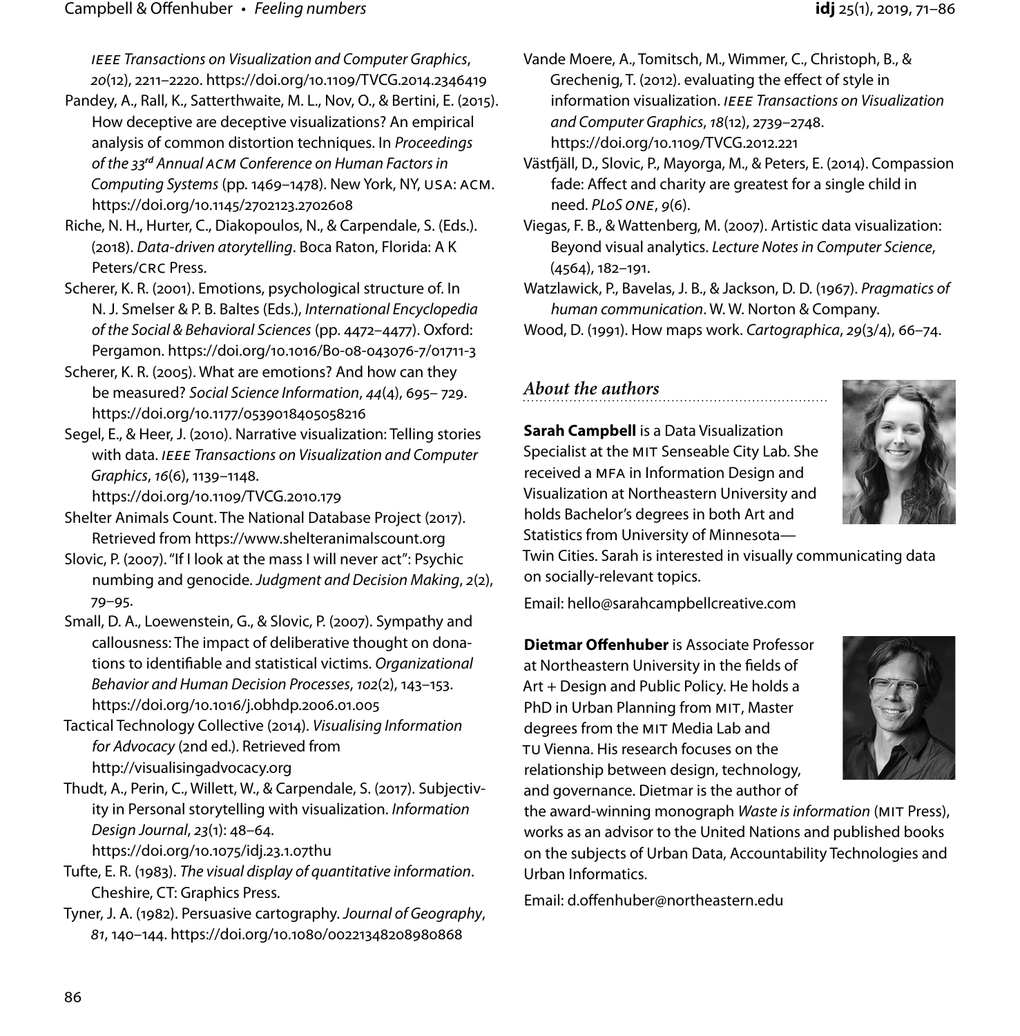*IEEE Transactions on Visualization and Computer Graphics*, *20*(12), 2211–2220. https://doi.org/10.1109/TVCG.2014.2346419

Pandey, A., Rall, K., Satterthwaite, M. L., Nov, O., & Bertini, E. (2015). How deceptive are deceptive visualizations? An empirical analysis of common distortion techniques. In *Proceedings of the 33rd Annual ACM Conference on Human Factors in Computing Systems* (pp. 1469–1478). New York, NY, USA: ACM. https://doi.org/10.1145/2702123.2702608

Riche, N. H., Hurter, C., Diakopoulos, N., & Carpendale, S. (Eds.). (2018). *Data-driven atorytelling*. Boca Raton, Florida: A K Peters/CRC Press.

Scherer, K. R. (2001). Emotions, psychological structure of. In N. J. Smelser & P. B. Baltes (Eds.), *International Encyclopedia of the Social & Behavioral Sciences* (pp. 4472–4477). Oxford: Pergamon. https://doi.org/10.1016/B0-08-043076-7/01711-3

Scherer, K. R. (2005). What are emotions? And how can they be measured? *Social Science Information*, *44*(4), 695– 729. https://doi.org/10.1177/0539018405058216

Segel, E., & Heer, J. (2010). Narrative visualization: Telling stories with data. *IEEE Transactions on Visualization and Computer Graphics*, *16*(6), 1139–1148. https://doi.org/10.1109/TVCG.2010.179

Shelter Animals Count. The National Database Project (2017). Retrieved from https://www.shelteranimalscount.org

Slovic, P. (2007). "If I look at the mass I will never act": Psychic numbing and genocide. *Judgment and Decision Making*, *2*(2), 79–95.

Small, D. A., Loewenstein, G., & Slovic, P. (2007). Sympathy and callousness: The impact of deliberative thought on donations to identifiable and statistical victims. *Organizational Behavior and Human Decision Processes*, *102*(2), 143–153. https://doi.org/10.1016/j.obhdp.2006.01.005

Tactical Technology Collective (2014). *Visualising Information for Advocacy* (2nd ed.). Retrieved from http://visualisingadvocacy.org

Thudt, A., Perin, C., Willett, W., & Carpendale, S. (2017). Subjectivity in Personal storytelling with visualization. *Information Design Journal*, *23*(1): 48–64. https://doi.org/10.1075/idj.23.1.07thu

Tufte, E. R. (1983). *The visual display of quantitative information*. Cheshire, CT: Graphics Press.

Tyner, J. A. (1982). Persuasive cartography. *Journal of Geography*, *81*, 140–144. https://doi.org/10.1080/00221348208980868

Vande Moere, A., Tomitsch, M., Wimmer, C., Christoph, B., & Grechenig, T. (2012). evaluating the effect of style in information visualization. *IEEE Transactions on Visualization and Computer Graphics*, *18*(12), 2739–2748. https://doi.org/10.1109/TVCG.2012.221

Västfjäll, D., Slovic, P., Mayorga, M., & Peters, E. (2014). Compassion fade: Affect and charity are greatest for a single child in need. *PLoS ONE*, *9*(6).

Viegas, F. B., & Wattenberg, M. (2007). Artistic data visualization: Beyond visual analytics. *Lecture Notes in Computer Science*, (4564), 182–191.

Watzlawick, P., Bavelas, J. B., & Jackson, D. D. (1967). *Pragmatics of human communication*. W. W. Norton & Company.

Wood, D. (1991). How maps work. *Cartographica*, *29*(3/4), 66–74.

## *About the authors*

**Sarah Campbell** is a Data Visualization Specialist at the MIT Senseable City Lab. She received a MFA in Information Design and Visualization at Northeastern University and holds Bachelor's degrees in both Art and Statistics from University of Minnesota—Twin Cities. Sarah is interested in visually communicating data on socially-relevant topics.

Email: hello@sarahcampbellcreative.com

**Dietmar Offenhuber** is Associate Professor at Northeastern University in the fields of Art + Design and Public Policy. He holds a PhD in Urban Planning from MIT, Master degrees from the MIT Media Lab and TU Vienna. His research focuses on the relationship between design, technology, and governance. Dietmar is the author of the award-winning monograph *Waste is information* (MIT Press), works as an advisor to the United Nations and published books on the subjects of Urban Data, Accountability Technologies and Urban Informatics.

Email: d.offenhuber@northeastern.edu